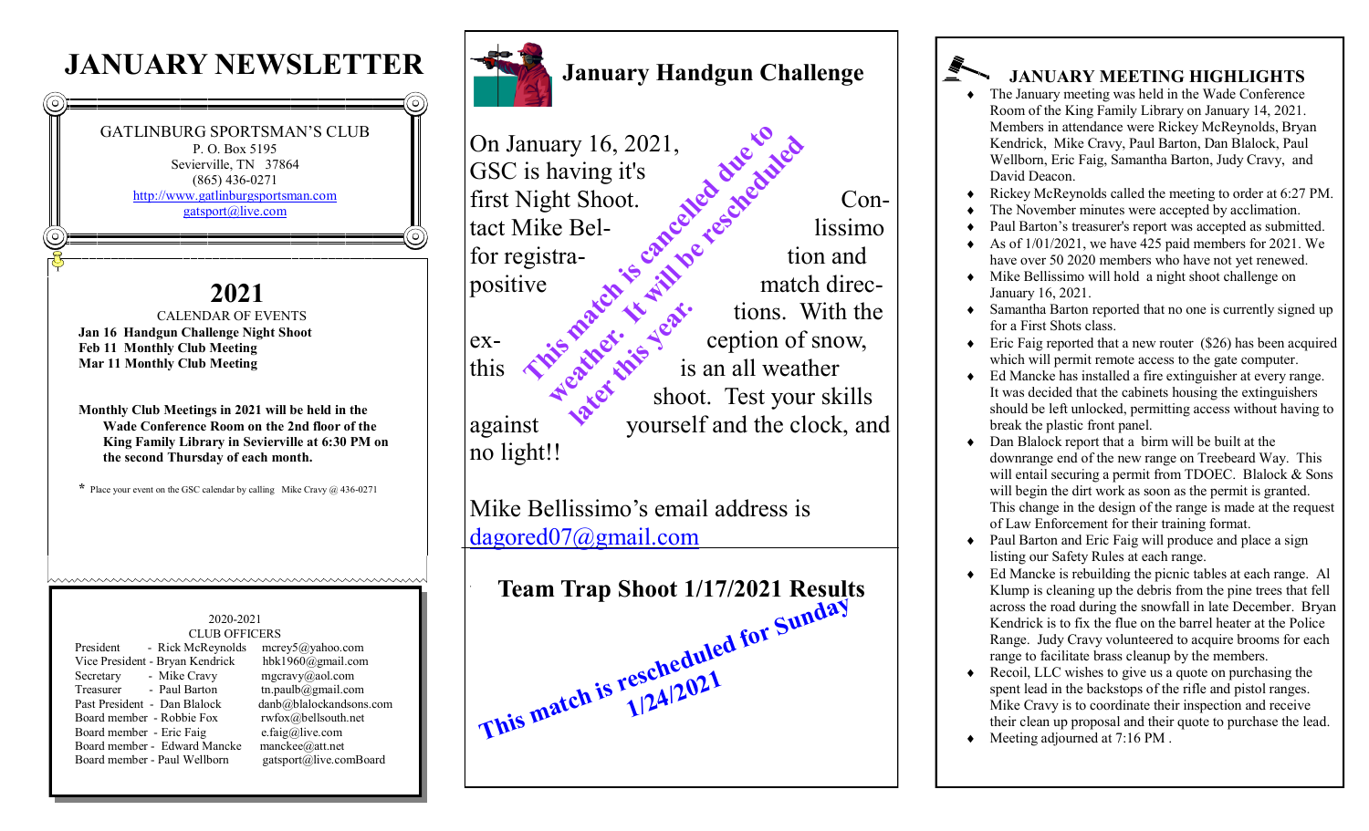# JANUARY NEWSLETTER

GATLINBURG SPORTSMAN'S CLUB
P. O. Box 5195
Sevierville, TN 37864
(865) 436-0271
http://www.gatlinburgsportsman.com
gatsport@live.com

## 2021

CALENDAR OF EVENTS

**Jan 16 Handgun Challenge Night Shoot**
**Feb 11 Monthly Club Meeting**
**Mar 11 Monthly Club Meeting**

**Monthly Club Meetings in 2021 will be held in the Wade Conference Room on the 2nd floor of the King Family Library in Sevierville at 6:30 PM on the second Thursday of each month.**

* Place your event on the GSC calendar by calling Mike Cravy @ 436-0271

2020-2021
CLUB OFFICERS

| Office | Name | Email |
|---|---|---|
| President | Rick McReynolds | mcrey5@yahoo.com |
| Vice President | Bryan Kendrick | hbk1960@gmail.com |
| Secretary | Mike Cravy | mgcravy@aol.com |
| Treasurer | Paul Barton | tn.paulb@gmail.com |
| Past President | Dan Blalock | danb@blalockandsons.com |
| Board member | Robbie Fox | rwfox@bellsouth.net |
| Board member | Eric Faig | e.faig@live.com |
| Board member | Edward Mancke | manckee@att.net |
| Board member | Paul Wellborn | gatsport@live.comBoard |

## January Handgun Challenge

**This match is cancelled due to weather. It will be rescheduled later this year.**

On January 16, 2021, GSC is having it's first Night Shoot. Contact Mike Bellissimo for registration and positive match directions. With the exception of snow, this is an all weather shoot. Test your skills against yourself and the clock, and no light!!

Mike Bellissimo's email address is dagored07@gmail.com

## Team Trap Shoot 1/17/2021 Results

**This match is rescheduled for Sunday 1/24/2021**

## JANUARY MEETING HIGHLIGHTS

- The January meeting was held in the Wade Conference Room of the King Family Library on January 14, 2021. Members in attendance were Rickey McReynolds, Bryan Kendrick, Mike Cravy, Paul Barton, Dan Blalock, Paul Wellborn, Eric Faig, Samantha Barton, Judy Cravy, and David Deacon.
- Rickey McReynolds called the meeting to order at 6:27 PM.
- The November minutes were accepted by acclimation.
- Paul Barton's treasurer's report was accepted as submitted.
- As of 1/01/2021, we have 425 paid members for 2021. We have over 50 2020 members who have not yet renewed.
- Mike Bellissimo will hold a night shoot challenge on January 16, 2021.
- Samantha Barton reported that no one is currently signed up for a First Shots class.
- Eric Faig reported that a new router ($26) has been acquired which will permit remote access to the gate computer.
- Ed Mancke has installed a fire extinguisher at every range. It was decided that the cabinets housing the extinguishers should be left unlocked, permitting access without having to break the plastic front panel.
- Dan Blalock report that a birm will be built at the downrange end of the new range on Treebeard Way. This will entail securing a permit from TDOEC. Blalock & Sons will begin the dirt work as soon as the permit is granted. This change in the design of the range is made at the request of Law Enforcement for their training format.
- Paul Barton and Eric Faig will produce and place a sign listing our Safety Rules at each range.
- Ed Mancke is rebuilding the picnic tables at each range. Al Klump is cleaning up the debris from the pine trees that fell across the road during the snowfall in late December. Bryan Kendrick is to fix the flue on the barrel heater at the Police Range. Judy Cravy volunteered to acquire brooms for each range to facilitate brass cleanup by the members.
- Recoil, LLC wishes to give us a quote on purchasing the spent lead in the backstops of the rifle and pistol ranges. Mike Cravy is to coordinate their inspection and receive their clean up proposal and their quote to purchase the lead.
- Meeting adjourned at 7:16 PM .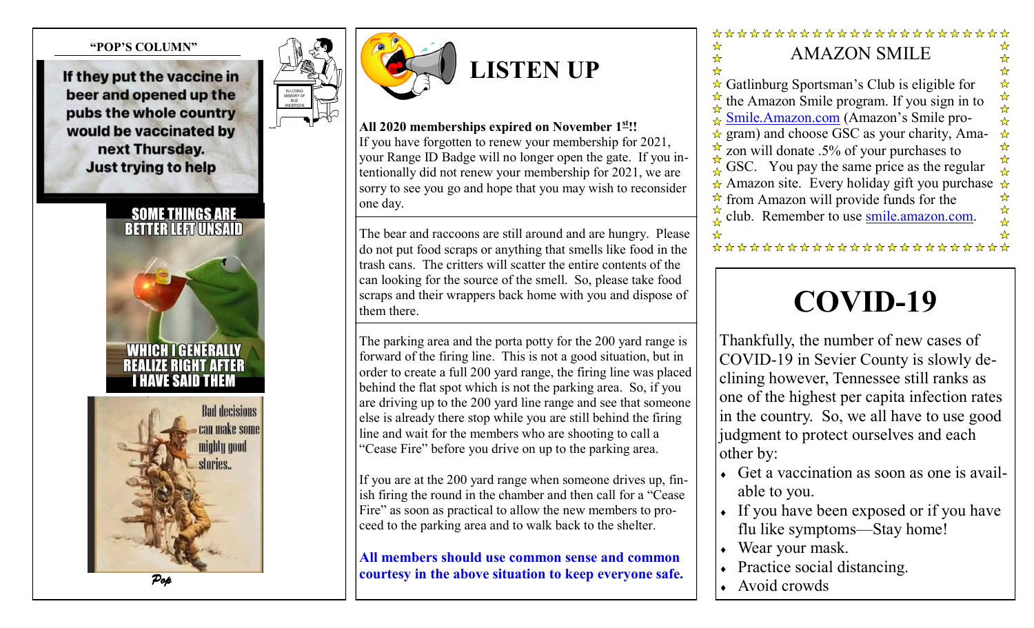## "POP'S COLUMN"

If they put the vaccine in beer and opened up the pubs the whole country would be vaccinated by next Thursday. Just trying to help

SOME THINGS ARE BETTER LEFT UNSAID

WHICH I GENERALLY REALIZE RIGHT AFTER I HAVE SAID THEM

Bad decisions can make some mighty good stories..

IN LOVING MEMORY OF BUD ANDERSON

*Pop*

# LISTEN UP

**All 2020 memberships expired on November 1st!!**
If you have forgotten to renew your membership for 2021, your Range ID Badge will no longer open the gate. If you intentionally did not renew your membership for 2021, we are sorry to see you go and hope that you may wish to reconsider one day.

The bear and raccoons are still around and are hungry. Please do not put food scraps or anything that smells like food in the trash cans. The critters will scatter the entire contents of the can looking for the source of the smell. So, please take food scraps and their wrappers back home with you and dispose of them there.

The parking area and the porta potty for the 200 yard range is forward of the firing line. This is not a good situation, but in order to create a full 200 yard range, the firing line was placed behind the flat spot which is not the parking area. So, if you are driving up to the 200 yard line range and see that someone else is already there stop while you are still behind the firing line and wait for the members who are shooting to call a "Cease Fire" before you drive on up to the parking area.

If you are at the 200 yard range when someone drives up, finish firing the round in the chamber and then call for a "Cease Fire" as soon as practical to allow the new members to proceed to the parking area and to walk back to the shelter.

**All members should use common sense and common courtesy in the above situation to keep everyone safe.**

## AMAZON SMILE

Gatlinburg Sportsman's Club is eligible for the Amazon Smile program. If you sign in to Smile.Amazon.com (Amazon's Smile program) and choose GSC as your charity, Amazon will donate .5% of your purchases to GSC. You pay the same price as the regular Amazon site. Every holiday gift you purchase from Amazon will provide funds for the club. Remember to use smile.amazon.com.

# COVID-19

Thankfully, the number of new cases of COVID-19 in Sevier County is slowly declining however, Tennessee still ranks as one of the highest per capita infection rates in the country. So, we all have to use good judgment to protect ourselves and each other by:

- Get a vaccination as soon as one is available to you.
- If you have been exposed or if you have flu like symptoms—Stay home!
- Wear your mask.
- Practice social distancing.
- Avoid crowds